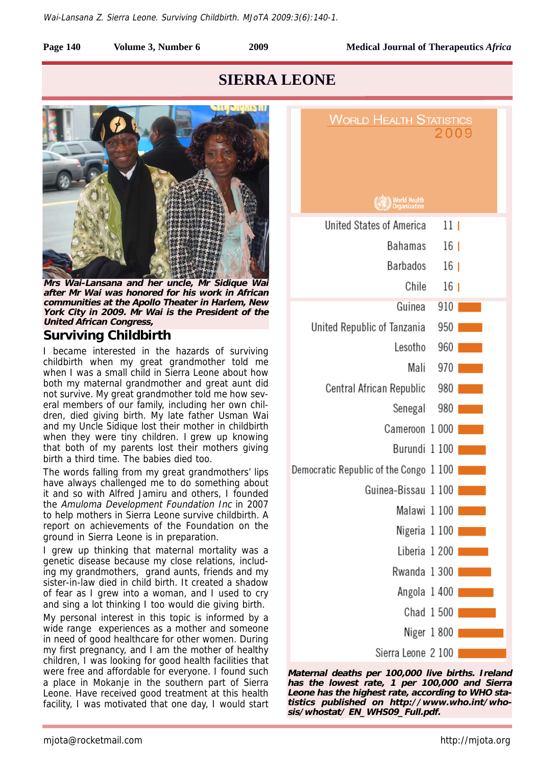# SIERRA LEONE

Mrs Wai-Lansana and her uncle, Mr Sidique Wai after Mr Wai was honored for his work in African communities at the Apollo Theater in Harlem, New York City in 2009. Mr Wai is the President of the United African Congress,

## Surviving Childbirth

I became interested in the hazards of surviving childbirth when my great grandmother told me when I was a small child in Sierra Leone about how both my maternal grandmother and great aunt did not survive. My great grandmother told me how several members of our family, including her own children, died giving birth. My late father Usman Wai and my Uncle Sidique lost their mother in childbirth when they were tiny children. I grew up knowing that both of my parents lost their mothers giving birth a third time. The babies died too.

The words falling from my great grandmothers' lips have always challenged me to do something about it and so with Alfred Jamiru and others, I founded the *Amuloma Development Foundation Inc* in 2007 to help mothers in Sierra Leone survive childbirth. A report on achievements of the Foundation on the ground in Sierra Leone is in preparation.

I grew up thinking that maternal mortality was a genetic disease because my close relations, including my grandmothers, grand aunts, friends and my sister-in-law died in child birth. It created a shadow of fear as I grew into a woman, and I used to cry and sing a lot thinking I too would die giving birth.

My personal interest in this topic is informed by a wide range experiences as a mother and someone in need of good healthcare for other women. During my first pregnancy, and I am the mother of healthy children, I was looking for good health facilities that were free and affordable for everyone. I found such a place in Mokanje in the southern part of Sierra Leone. Have received good treatment at this health facility, I was motivated that one day, I would start

**World Health Statistics 2009**

World Health Organization

| Country | Maternal deaths per 100,000 live births |
|---|---|
| United States of America | 11 |
| Bahamas | 16 |
| Barbados | 16 |
| Chile | 16 |
| Guinea | 910 |
| United Republic of Tanzania | 950 |
| Lesotho | 960 |
| Mali | 970 |
| Central African Republic | 980 |
| Senegal | 980 |
| Cameroon | 1 000 |
| Burundi | 1 100 |
| Democratic Republic of the Congo | 1 100 |
| Guinea-Bissau | 1 100 |
| Malawi | 1 100 |
| Nigeria | 1 100 |
| Liberia | 1 200 |
| Rwanda | 1 300 |
| Angola | 1 400 |
| Chad | 1 500 |
| Niger | 1 800 |
| Sierra Leone | 2 100 |

**Maternal deaths per 100,000 live births. Ireland has the lowest rate, 1 per 100,000 and Sierra Leone has the highest rate, according to WHO statistics published on http://www.who.int/whosis/whostat/ EN_WHS09_Full.pdf.**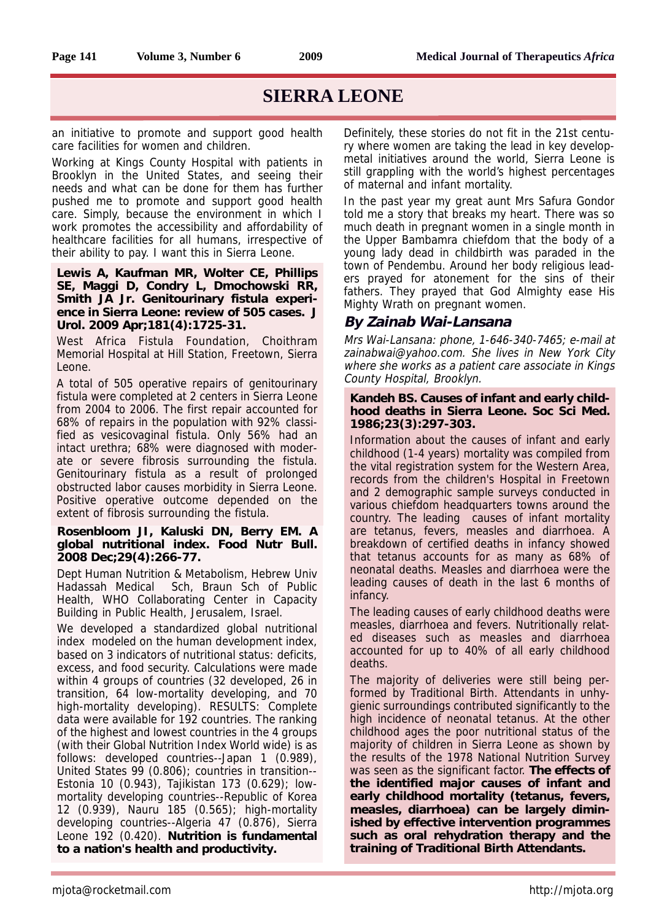# SIERRA LEONE

an initiative to promote and support good health care facilities for women and children.

Working at Kings County Hospital with patients in Brooklyn in the United States, and seeing their needs and what can be done for them has further pushed me to promote and support good health care. Simply, because the environment in which I work promotes the accessibility and affordability of healthcare facilities for all humans, irrespective of their ability to pay. I want this in Sierra Leone.

**Lewis A, Kaufman MR, Wolter CE, Phillips SE, Maggi D, Condry L, Dmochowski RR, Smith JA Jr. Genitourinary fistula experience in Sierra Leone: review of 505 cases. J Urol. 2009 Apr;181(4):1725-31.**

West Africa Fistula Foundation, Choithram Memorial Hospital at Hill Station, Freetown, Sierra Leone.

A total of 505 operative repairs of genitourinary fistula were completed at 2 centers in Sierra Leone from 2004 to 2006. The first repair accounted for 68% of repairs in the population with 92% classified as vesicovaginal fistula. Only 56% had an intact urethra; 68% were diagnosed with moderate or severe fibrosis surrounding the fistula. Genitourinary fistula as a result of prolonged obstructed labor causes morbidity in Sierra Leone. Positive operative outcome depended on the extent of fibrosis surrounding the fistula.

**Rosenbloom JI, Kaluski DN, Berry EM. A global nutritional index. Food Nutr Bull. 2008 Dec;29(4):266-77.**

Dept Human Nutrition & Metabolism, Hebrew Univ Hadassah Medical Sch, Braun Sch of Public Health, WHO Collaborating Center in Capacity Building in Public Health, Jerusalem, Israel.

We developed a standardized global nutritional index modeled on the human development index, based on 3 indicators of nutritional status: deficits, excess, and food security. Calculations were made within 4 groups of countries (32 developed, 26 in transition, 64 low-mortality developing, and 70 high-mortality developing). RESULTS: Complete data were available for 192 countries. The ranking of the highest and lowest countries in the 4 groups (with their Global Nutrition Index World wide) is as follows: developed countries--Japan 1 (0.989), United States 99 (0.806); countries in transition--Estonia 10 (0.943), Tajikistan 173 (0.629); low-mortality developing countries--Republic of Korea 12 (0.939), Nauru 185 (0.565); high-mortality developing countries--Algeria 47 (0.876), Sierra Leone 192 (0.420). **Nutrition is fundamental to a nation's health and productivity.**

Definitely, these stories do not fit in the 21st century where women are taking the lead in key developmetal initiatives around the world, Sierra Leone is still grappling with the world's highest percentages of maternal and infant mortality.

In the past year my great aunt Mrs Safura Gondor told me a story that breaks my heart. There was so much death in pregnant women in a single month in the Upper Bambamra chiefdom that the body of a young lady dead in childbirth was paraded in the town of Pendembu. Around her body religious leaders prayed for atonement for the sins of their fathers. They prayed that God Almighty ease His Mighty Wrath on pregnant women.

### *By Zainab Wai-Lansana*

*Mrs Wai-Lansana: phone, 1-646-340-7465; e-mail at zainabwai@yahoo.com. She lives in New York City where she works as a patient care associate in Kings County Hospital, Brooklyn.*

**Kandeh BS. Causes of infant and early childhood deaths in Sierra Leone. Soc Sci Med. 1986;23(3):297-303.**

Information about the causes of infant and early childhood (1-4 years) mortality was compiled from the vital registration system for the Western Area, records from the children's Hospital in Freetown and 2 demographic sample surveys conducted in various chiefdom headquarters towns around the country. The leading causes of infant mortality are tetanus, fevers, measles and diarrhoea. A breakdown of certified deaths in infancy showed that tetanus accounts for as many as 68% of neonatal deaths. Measles and diarrhoea were the leading causes of death in the last 6 months of infancy.

The leading causes of early childhood deaths were measles, diarrhoea and fevers. Nutritionally related diseases such as measles and diarrhoea accounted for up to 40% of all early childhood deaths.

The majority of deliveries were still being performed by Traditional Birth. Attendants in unhygienic surroundings contributed significantly to the high incidence of neonatal tetanus. At the other childhood ages the poor nutritional status of the majority of children in Sierra Leone as shown by the results of the 1978 National Nutrition Survey was seen as the significant factor. **The effects of the identified major causes of infant and early childhood mortality (tetanus, fevers, measles, diarrhoea) can be largely diminished by effective intervention programmes such as oral rehydration therapy and the training of Traditional Birth Attendants.**